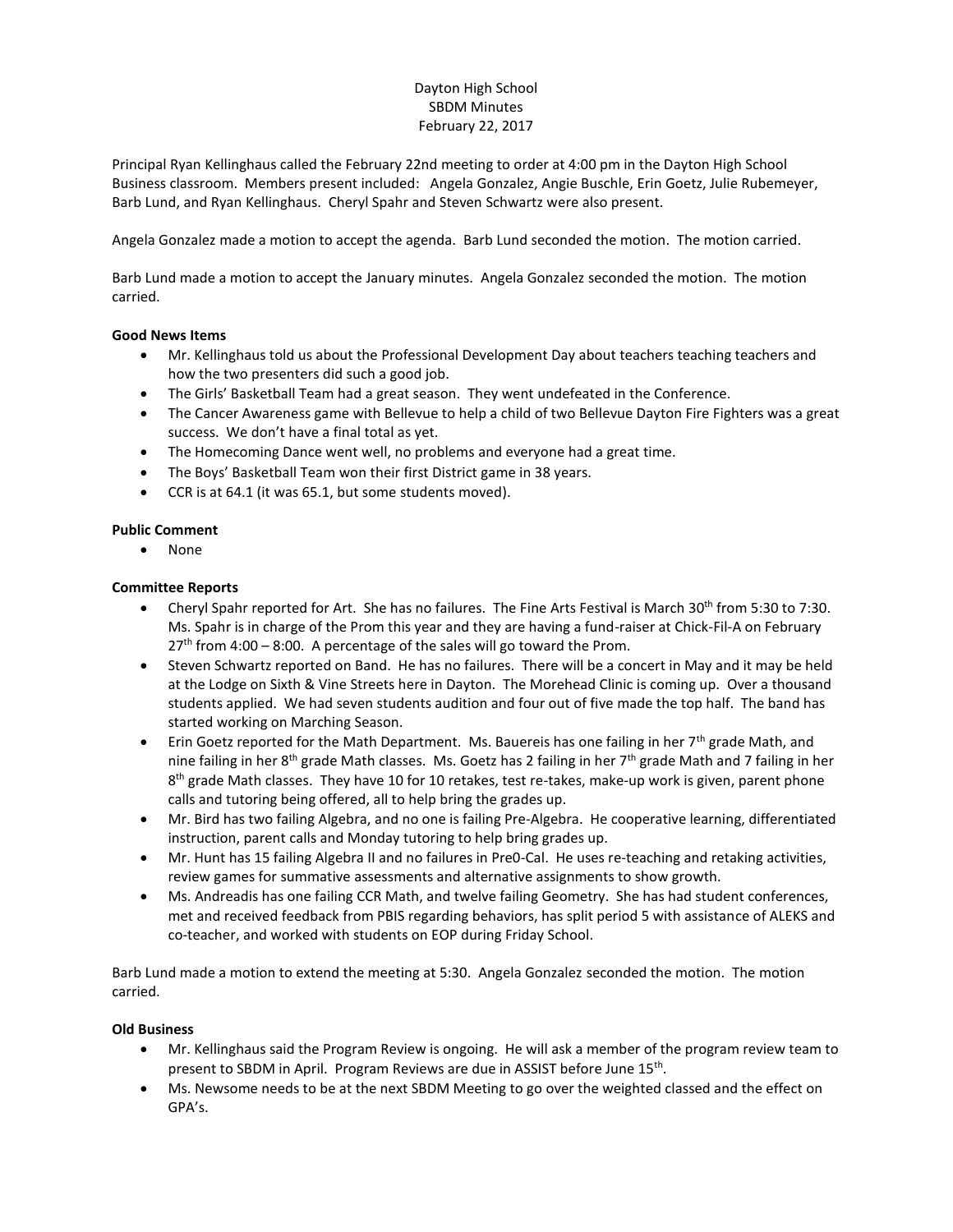Dayton High School
SBDM Minutes
February 22, 2017

Principal Ryan Kellinghaus called the February 22nd meeting to order at 4:00 pm in the Dayton High School Business classroom. Members present included: Angela Gonzalez, Angie Buschle, Erin Goetz, Julie Rubemeyer, Barb Lund, and Ryan Kellinghaus. Cheryl Spahr and Steven Schwartz were also present.

Angela Gonzalez made a motion to accept the agenda. Barb Lund seconded the motion. The motion carried.

Barb Lund made a motion to accept the January minutes. Angela Gonzalez seconded the motion. The motion carried.

**Good News Items**

- Mr. Kellinghaus told us about the Professional Development Day about teachers teaching teachers and how the two presenters did such a good job.
- The Girls' Basketball Team had a great season. They went undefeated in the Conference.
- The Cancer Awareness game with Bellevue to help a child of two Bellevue Dayton Fire Fighters was a great success. We don't have a final total as yet.
- The Homecoming Dance went well, no problems and everyone had a great time.
- The Boys' Basketball Team won their first District game in 38 years.
- CCR is at 64.1 (it was 65.1, but some students moved).

**Public Comment**

- None

**Committee Reports**

- Cheryl Spahr reported for Art. She has no failures. The Fine Arts Festival is March 30th from 5:30 to 7:30. Ms. Spahr is in charge of the Prom this year and they are having a fund-raiser at Chick-Fil-A on February 27th from 4:00 – 8:00. A percentage of the sales will go toward the Prom.
- Steven Schwartz reported on Band. He has no failures. There will be a concert in May and it may be held at the Lodge on Sixth & Vine Streets here in Dayton. The Morehead Clinic is coming up. Over a thousand students applied. We had seven students audition and four out of five made the top half. The band has started working on Marching Season.
- Erin Goetz reported for the Math Department. Ms. Bauereis has one failing in her 7th grade Math, and nine failing in her 8th grade Math classes. Ms. Goetz has 2 failing in her 7th grade Math and 7 failing in her 8th grade Math classes. They have 10 for 10 retakes, test re-takes, make-up work is given, parent phone calls and tutoring being offered, all to help bring the grades up.
- Mr. Bird has two failing Algebra, and no one is failing Pre-Algebra. He cooperative learning, differentiated instruction, parent calls and Monday tutoring to help bring grades up.
- Mr. Hunt has 15 failing Algebra II and no failures in Pre0-Cal. He uses re-teaching and retaking activities, review games for summative assessments and alternative assignments to show growth.
- Ms. Andreadis has one failing CCR Math, and twelve failing Geometry. She has had student conferences, met and received feedback from PBIS regarding behaviors, has split period 5 with assistance of ALEKS and co-teacher, and worked with students on EOP during Friday School.

Barb Lund made a motion to extend the meeting at 5:30. Angela Gonzalez seconded the motion. The motion carried.

**Old Business**

- Mr. Kellinghaus said the Program Review is ongoing. He will ask a member of the program review team to present to SBDM in April. Program Reviews are due in ASSIST before June 15th.
- Ms. Newsome needs to be at the next SBDM Meeting to go over the weighted classed and the effect on GPA's.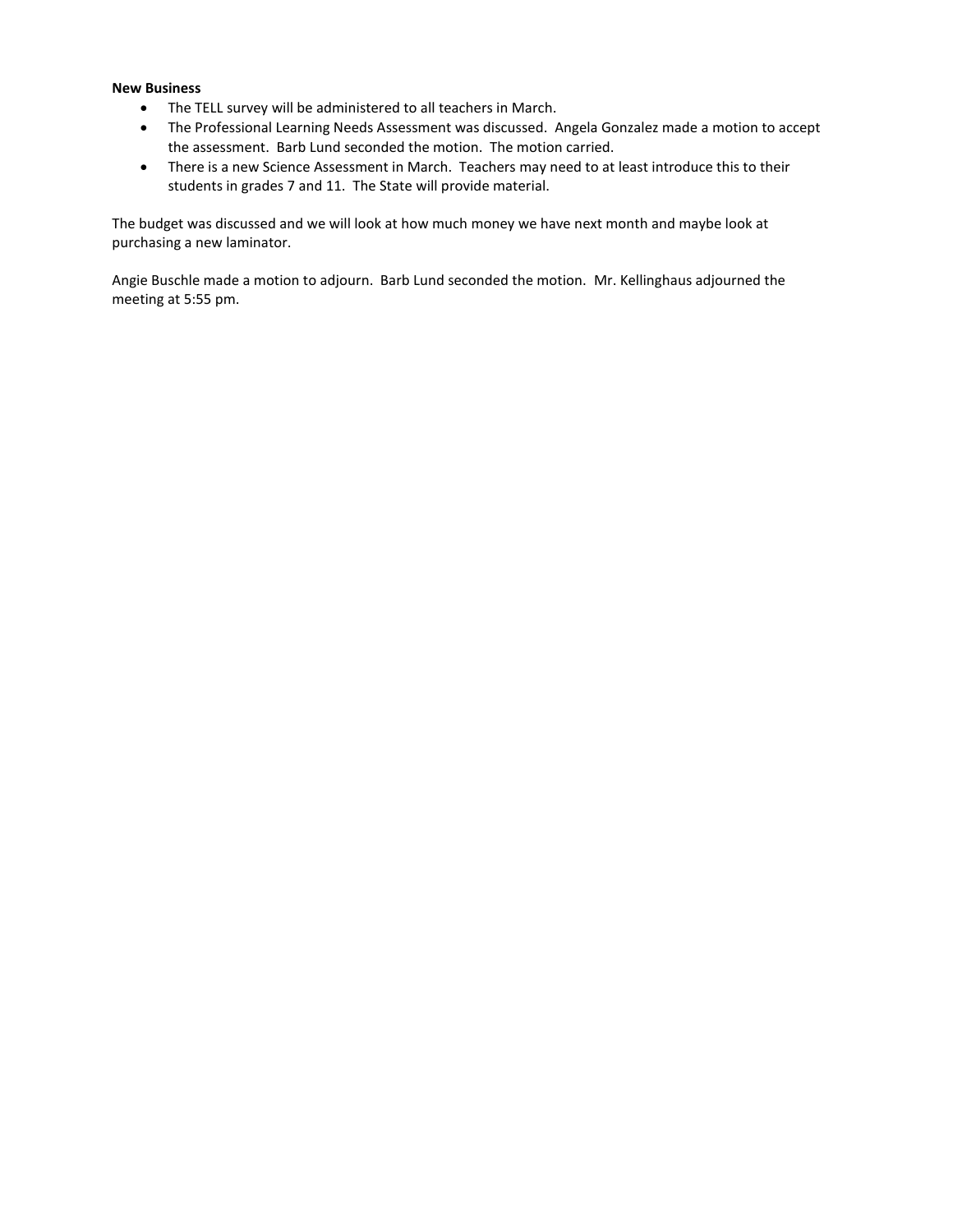**New Business**

- The TELL survey will be administered to all teachers in March.
- The Professional Learning Needs Assessment was discussed. Angela Gonzalez made a motion to accept the assessment. Barb Lund seconded the motion. The motion carried.
- There is a new Science Assessment in March. Teachers may need to at least introduce this to their students in grades 7 and 11. The State will provide material.

The budget was discussed and we will look at how much money we have next month and maybe look at purchasing a new laminator.

Angie Buschle made a motion to adjourn. Barb Lund seconded the motion. Mr. Kellinghaus adjourned the meeting at 5:55 pm.